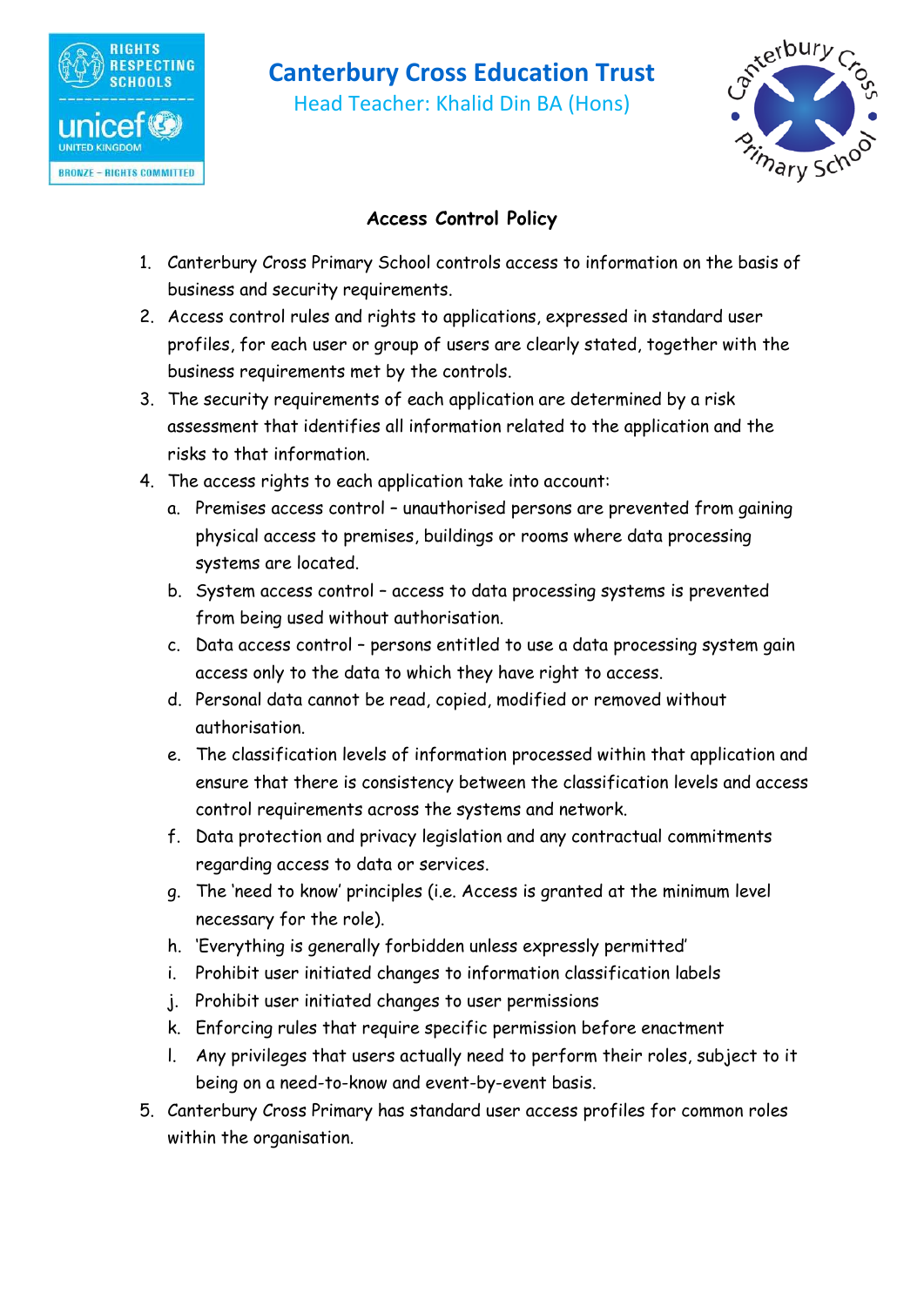# Canterbury Cross Education Trust

Head Teacher: Khalid Din BA (Hons)

## Access Control Policy

1. Canterbury Cross Primary School controls access to information on the basis of business and security requirements.
2. Access control rules and rights to applications, expressed in standard user profiles, for each user or group of users are clearly stated, together with the business requirements met by the controls.
3. The security requirements of each application are determined by a risk assessment that identifies all information related to the application and the risks to that information.
4. The access rights to each application take into account:
   a. Premises access control – unauthorised persons are prevented from gaining physical access to premises, buildings or rooms where data processing systems are located.
   b. System access control – access to data processing systems is prevented from being used without authorisation.
   c. Data access control – persons entitled to use a data processing system gain access only to the data to which they have right to access.
   d. Personal data cannot be read, copied, modified or removed without authorisation.
   e. The classification levels of information processed within that application and ensure that there is consistency between the classification levels and access control requirements across the systems and network.
   f. Data protection and privacy legislation and any contractual commitments regarding access to data or services.
   g. The 'need to know' principles (i.e. Access is granted at the minimum level necessary for the role).
   h. 'Everything is generally forbidden unless expressly permitted'
   i. Prohibit user initiated changes to information classification labels
   j. Prohibit user initiated changes to user permissions
   k. Enforcing rules that require specific permission before enactment
   l. Any privileges that users actually need to perform their roles, subject to it being on a need-to-know and event-by-event basis.
5. Canterbury Cross Primary has standard user access profiles for common roles within the organisation.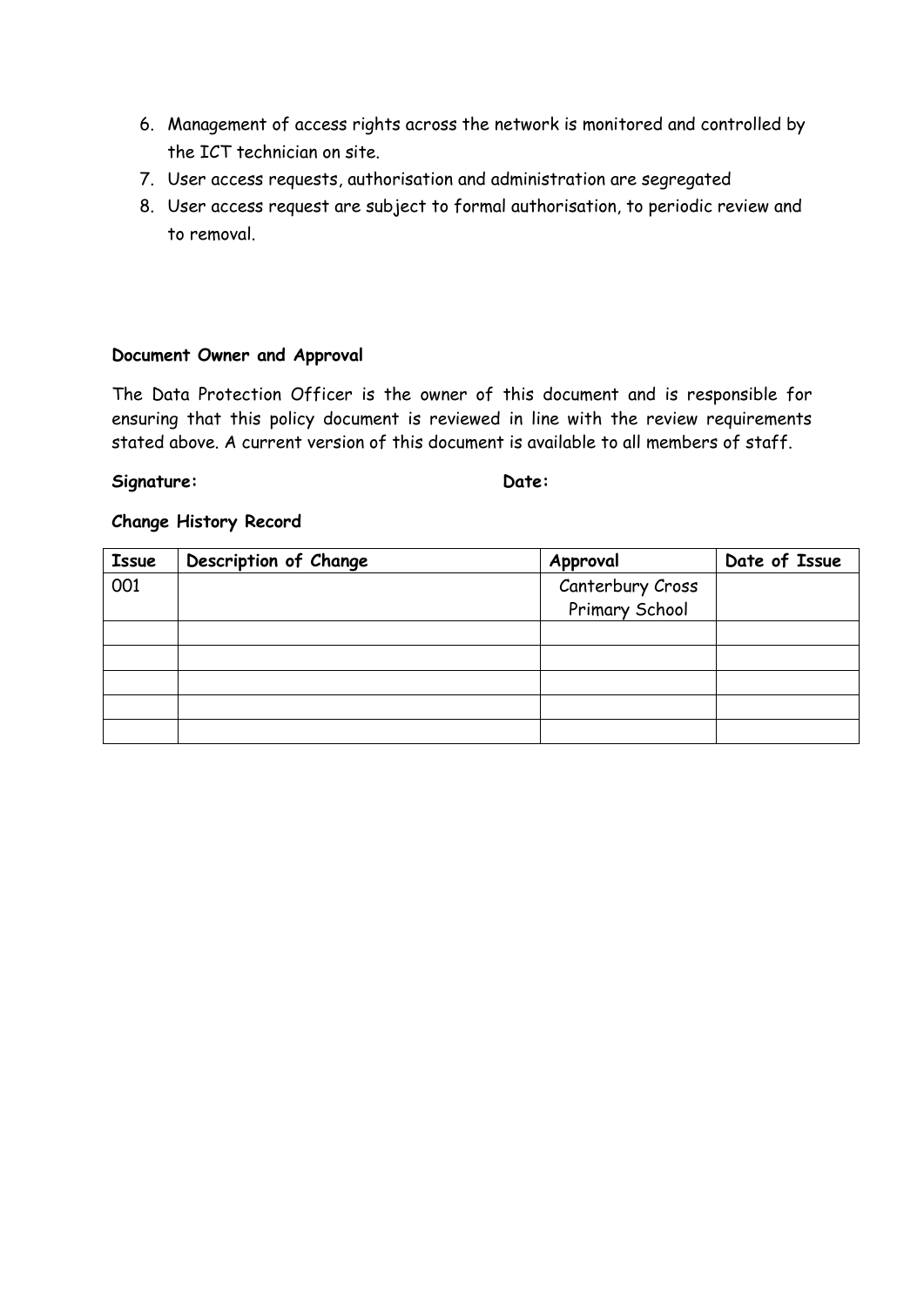6. Management of access rights across the network is monitored and controlled by the ICT technician on site.
7. User access requests, authorisation and administration are segregated
8. User access request are subject to formal authorisation, to periodic review and to removal.

**Document Owner and Approval**

The Data Protection Officer is the owner of this document and is responsible for ensuring that this policy document is reviewed in line with the review requirements stated above. A current version of this document is available to all members of staff.

**Signature:** **Date:**

**Change History Record**

| Issue | Description of Change | Approval | Date of Issue |
|---|---|---|---|
| 001 | | Canterbury Cross Primary School | |
| | | | |
| | | | |
| | | | |
| | | | |
| | | | |